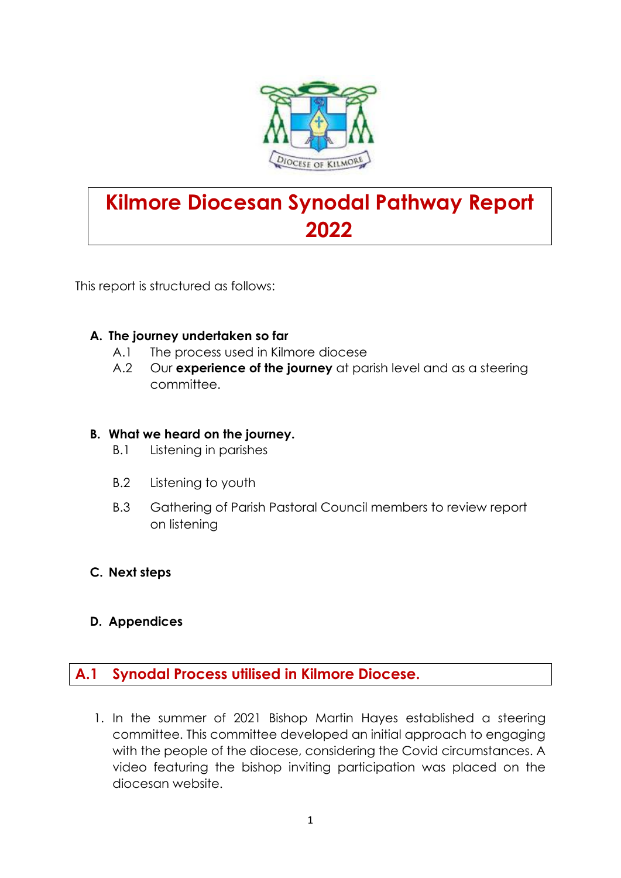# Kilmore Diocesan Synodal Pathway Report 2022

This report is structured as follows:

**A. The journey undertaken so far**

- A.1 The process used in Kilmore diocese
- A.2 Our **experience of the journey** at parish level and as a steering committee.

**B. What we heard on the journey.**

- B.1 Listening in parishes
- B.2 Listening to youth
- B.3 Gathering of Parish Pastoral Council members to review report on listening

**C. Next steps**

**D. Appendices**

## A.1 Synodal Process utilised in Kilmore Diocese.

1. In the summer of 2021 Bishop Martin Hayes established a steering committee. This committee developed an initial approach to engaging with the people of the diocese, considering the Covid circumstances. A video featuring the bishop inviting participation was placed on the diocesan website.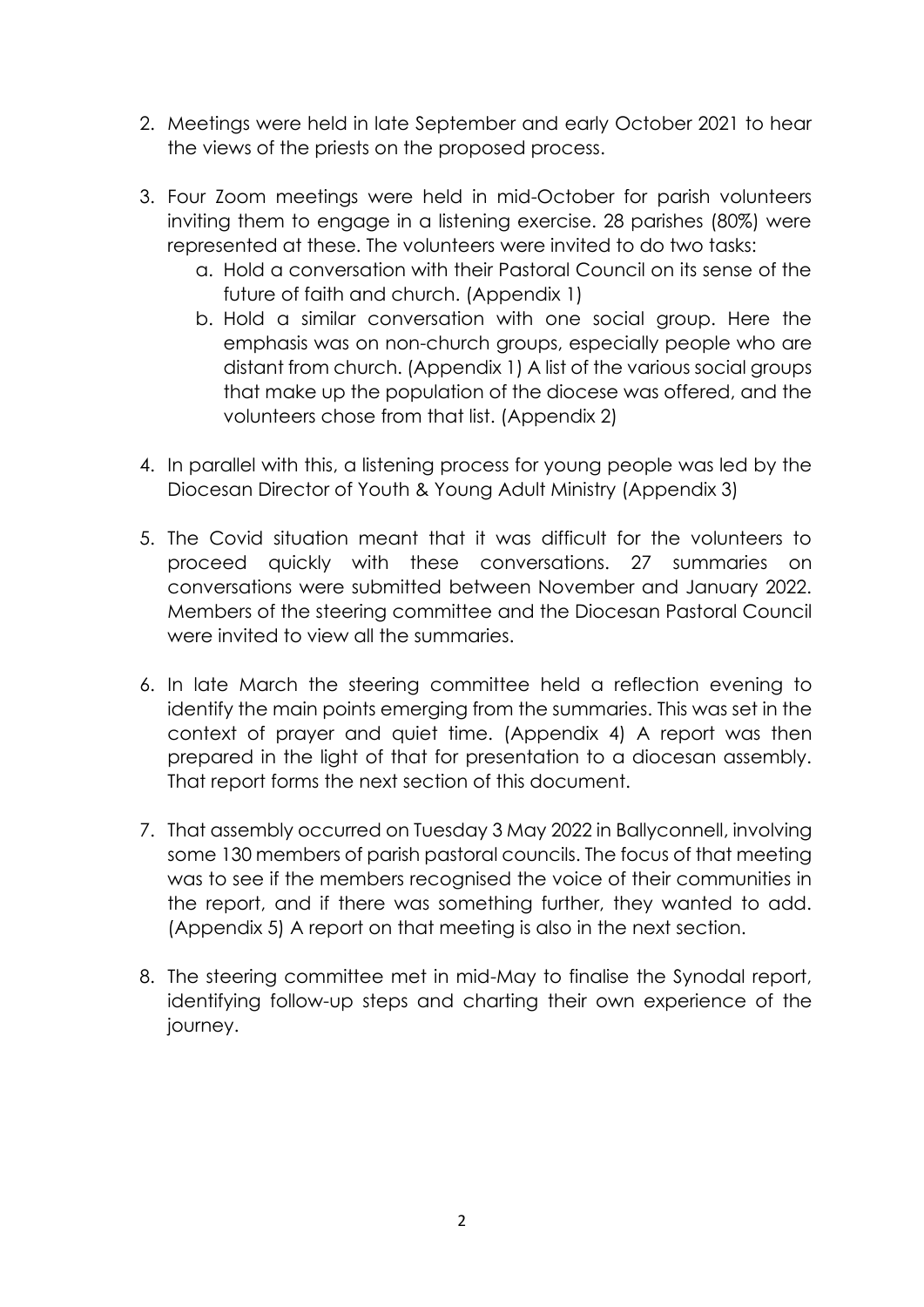2. Meetings were held in late September and early October 2021 to hear the views of the priests on the proposed process.

3. Four Zoom meetings were held in mid-October for parish volunteers inviting them to engage in a listening exercise. 28 parishes (80%) were represented at these. The volunteers were invited to do two tasks:
   a. Hold a conversation with their Pastoral Council on its sense of the future of faith and church. (Appendix 1)
   b. Hold a similar conversation with one social group. Here the emphasis was on non-church groups, especially people who are distant from church. (Appendix 1) A list of the various social groups that make up the population of the diocese was offered, and the volunteers chose from that list. (Appendix 2)

4. In parallel with this, a listening process for young people was led by the Diocesan Director of Youth & Young Adult Ministry (Appendix 3)

5. The Covid situation meant that it was difficult for the volunteers to proceed quickly with these conversations. 27 summaries on conversations were submitted between November and January 2022. Members of the steering committee and the Diocesan Pastoral Council were invited to view all the summaries.

6. In late March the steering committee held a reflection evening to identify the main points emerging from the summaries. This was set in the context of prayer and quiet time. (Appendix 4) A report was then prepared in the light of that for presentation to a diocesan assembly. That report forms the next section of this document.

7. That assembly occurred on Tuesday 3 May 2022 in Ballyconnell, involving some 130 members of parish pastoral councils. The focus of that meeting was to see if the members recognised the voice of their communities in the report, and if there was something further, they wanted to add. (Appendix 5) A report on that meeting is also in the next section.

8. The steering committee met in mid-May to finalise the Synodal report, identifying follow-up steps and charting their own experience of the journey.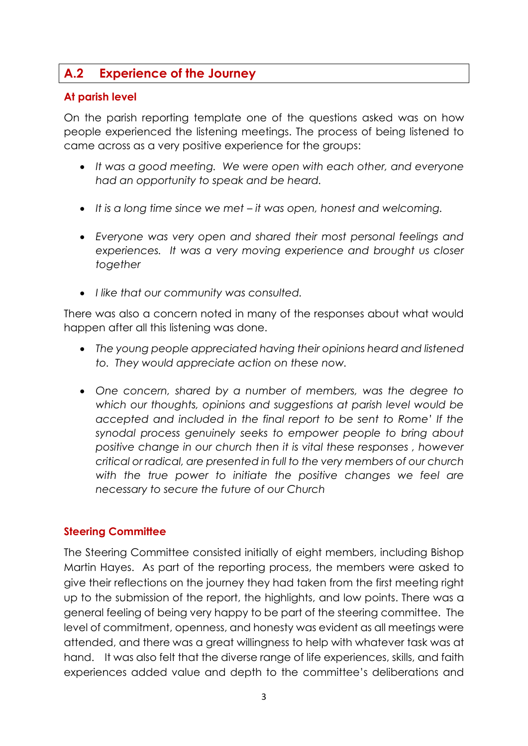## A.2 Experience of the Journey

### At parish level

On the parish reporting template one of the questions asked was on how people experienced the listening meetings. The process of being listened to came across as a very positive experience for the groups:

- *It was a good meeting. We were open with each other, and everyone had an opportunity to speak and be heard.*
- *It is a long time since we met – it was open, honest and welcoming.*
- *Everyone was very open and shared their most personal feelings and experiences. It was a very moving experience and brought us closer together*
- *I like that our community was consulted.*

There was also a concern noted in many of the responses about what would happen after all this listening was done.

- *The young people appreciated having their opinions heard and listened to. They would appreciate action on these now.*
- *One concern, shared by a number of members, was the degree to which our thoughts, opinions and suggestions at parish level would be accepted and included in the final report to be sent to Rome' If the synodal process genuinely seeks to empower people to bring about positive change in our church then it is vital these responses , however critical or radical, are presented in full to the very members of our church with the true power to initiate the positive changes we feel are necessary to secure the future of our Church*

### Steering Committee

The Steering Committee consisted initially of eight members, including Bishop Martin Hayes. As part of the reporting process, the members were asked to give their reflections on the journey they had taken from the first meeting right up to the submission of the report, the highlights, and low points. There was a general feeling of being very happy to be part of the steering committee. The level of commitment, openness, and honesty was evident as all meetings were attended, and there was a great willingness to help with whatever task was at hand. It was also felt that the diverse range of life experiences, skills, and faith experiences added value and depth to the committee's deliberations and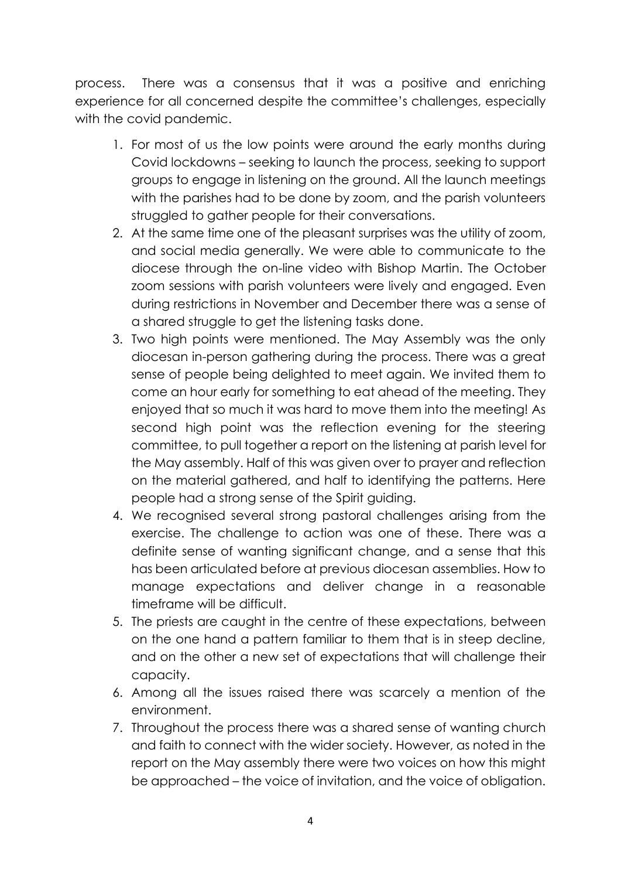process. There was a consensus that it was a positive and enriching experience for all concerned despite the committee's challenges, especially with the covid pandemic.

1. For most of us the low points were around the early months during Covid lockdowns – seeking to launch the process, seeking to support groups to engage in listening on the ground. All the launch meetings with the parishes had to be done by zoom, and the parish volunteers struggled to gather people for their conversations.
2. At the same time one of the pleasant surprises was the utility of zoom, and social media generally. We were able to communicate to the diocese through the on-line video with Bishop Martin. The October zoom sessions with parish volunteers were lively and engaged. Even during restrictions in November and December there was a sense of a shared struggle to get the listening tasks done.
3. Two high points were mentioned. The May Assembly was the only diocesan in-person gathering during the process. There was a great sense of people being delighted to meet again. We invited them to come an hour early for something to eat ahead of the meeting. They enjoyed that so much it was hard to move them into the meeting! As second high point was the reflection evening for the steering committee, to pull together a report on the listening at parish level for the May assembly. Half of this was given over to prayer and reflection on the material gathered, and half to identifying the patterns. Here people had a strong sense of the Spirit guiding.
4. We recognised several strong pastoral challenges arising from the exercise. The challenge to action was one of these. There was a definite sense of wanting significant change, and a sense that this has been articulated before at previous diocesan assemblies. How to manage expectations and deliver change in a reasonable timeframe will be difficult.
5. The priests are caught in the centre of these expectations, between on the one hand a pattern familiar to them that is in steep decline, and on the other a new set of expectations that will challenge their capacity.
6. Among all the issues raised there was scarcely a mention of the environment.
7. Throughout the process there was a shared sense of wanting church and faith to connect with the wider society. However, as noted in the report on the May assembly there were two voices on how this might be approached – the voice of invitation, and the voice of obligation.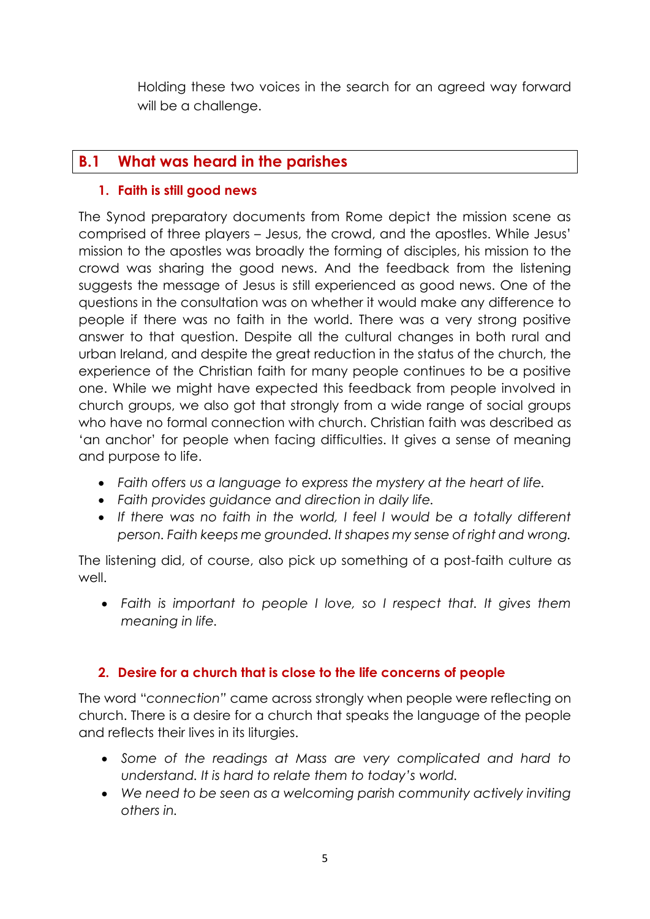Holding these two voices in the search for an agreed way forward will be a challenge.

## B.1 What was heard in the parishes

### 1. Faith is still good news

The Synod preparatory documents from Rome depict the mission scene as comprised of three players – Jesus, the crowd, and the apostles. While Jesus' mission to the apostles was broadly the forming of disciples, his mission to the crowd was sharing the good news. And the feedback from the listening suggests the message of Jesus is still experienced as good news. One of the questions in the consultation was on whether it would make any difference to people if there was no faith in the world. There was a very strong positive answer to that question. Despite all the cultural changes in both rural and urban Ireland, and despite the great reduction in the status of the church, the experience of the Christian faith for many people continues to be a positive one. While we might have expected this feedback from people involved in church groups, we also got that strongly from a wide range of social groups who have no formal connection with church. Christian faith was described as 'an anchor' for people when facing difficulties. It gives a sense of meaning and purpose to life.

- *Faith offers us a language to express the mystery at the heart of life.*
- *Faith provides guidance and direction in daily life.*
- *If there was no faith in the world, I feel I would be a totally different person. Faith keeps me grounded. It shapes my sense of right and wrong.*

The listening did, of course, also pick up something of a post-faith culture as well.

- *Faith is important to people I love, so I respect that. It gives them meaning in life.*

### 2. Desire for a church that is close to the life concerns of people

The word "*connection*" came across strongly when people were reflecting on church. There is a desire for a church that speaks the language of the people and reflects their lives in its liturgies.

- *Some of the readings at Mass are very complicated and hard to understand. It is hard to relate them to today's world.*
- *We need to be seen as a welcoming parish community actively inviting others in.*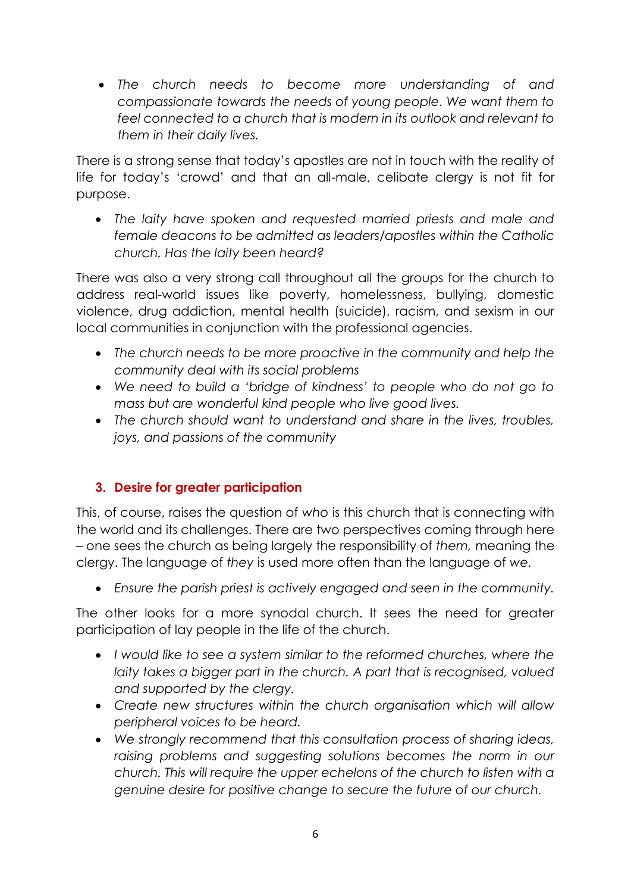- *The church needs to become more understanding of and compassionate towards the needs of young people. We want them to feel connected to a church that is modern in its outlook and relevant to them in their daily lives.*

There is a strong sense that today's apostles are not in touch with the reality of life for today's 'crowd' and that an all-male, celibate clergy is not fit for purpose.

- *The laity have spoken and requested married priests and male and female deacons to be admitted as leaders/apostles within the Catholic church. Has the laity been heard?*

There was also a very strong call throughout all the groups for the church to address real-world issues like poverty, homelessness, bullying, domestic violence, drug addiction, mental health (suicide), racism, and sexism in our local communities in conjunction with the professional agencies.

- *The church needs to be more proactive in the community and help the community deal with its social problems*
- *We need to build a 'bridge of kindness' to people who do not go to mass but are wonderful kind people who live good lives.*
- *The church should want to understand and share in the lives, troubles, joys, and passions of the community*

## 3. Desire for greater participation

This, of course, raises the question of *who* is this church that is connecting with the world and its challenges. There are two perspectives coming through here – one sees the church as being largely the responsibility of *them,* meaning the clergy. The language of *they* is used more often than the language of *we.*

- *Ensure the parish priest is actively engaged and seen in the community.*

The other looks for a more synodal church. It sees the need for greater participation of lay people in the life of the church.

- *I would like to see a system similar to the reformed churches, where the laity takes a bigger part in the church. A part that is recognised, valued and supported by the clergy.*
- *Create new structures within the church organisation which will allow peripheral voices to be heard.*
- *We strongly recommend that this consultation process of sharing ideas, raising problems and suggesting solutions becomes the norm in our church. This will require the upper echelons of the church to listen with a genuine desire for positive change to secure the future of our church.*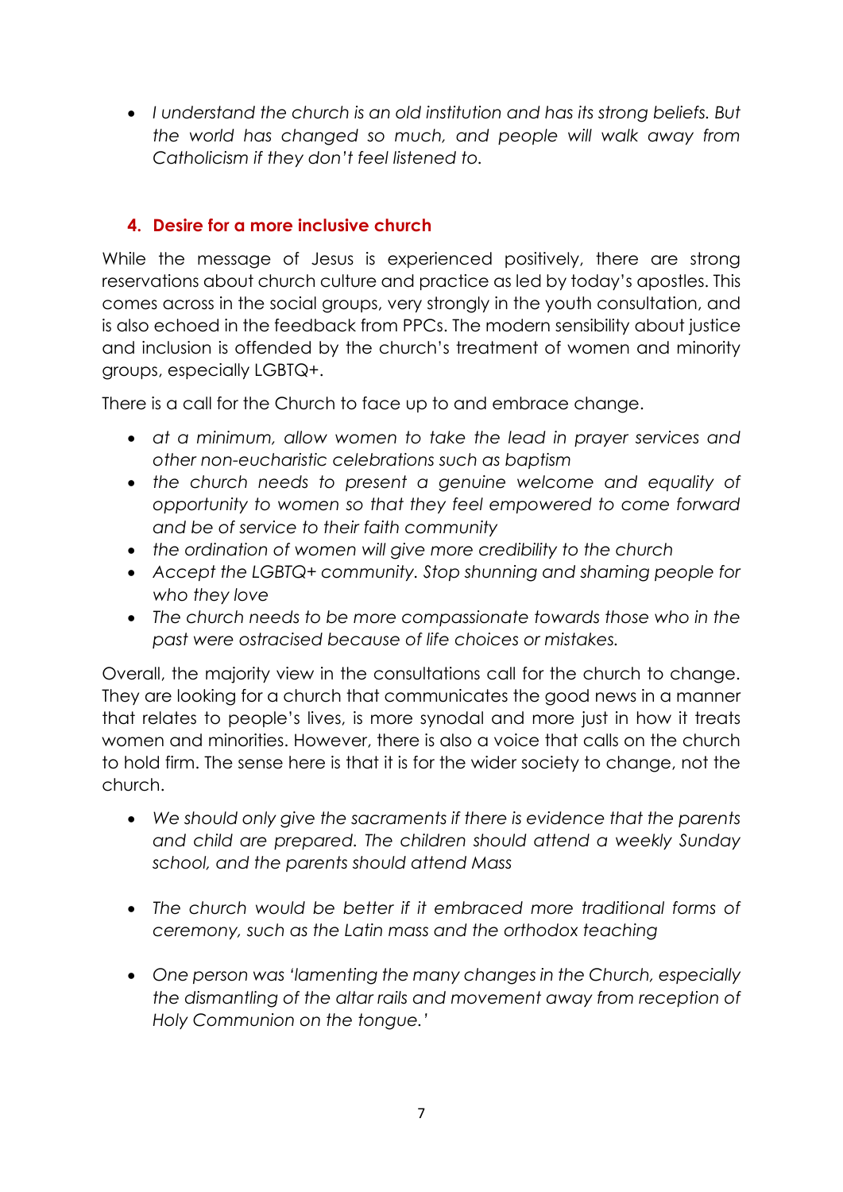- *I understand the church is an old institution and has its strong beliefs. But the world has changed so much, and people will walk away from Catholicism if they don't feel listened to.*

### 4. Desire for a more inclusive church

While the message of Jesus is experienced positively, there are strong reservations about church culture and practice as led by today's apostles. This comes across in the social groups, very strongly in the youth consultation, and is also echoed in the feedback from PPCs. The modern sensibility about justice and inclusion is offended by the church's treatment of women and minority groups, especially LGBTQ+.

There is a call for the Church to face up to and embrace change.

- *at a minimum, allow women to take the lead in prayer services and other non-eucharistic celebrations such as baptism*
- *the church needs to present a genuine welcome and equality of opportunity to women so that they feel empowered to come forward and be of service to their faith community*
- *the ordination of women will give more credibility to the church*
- *Accept the LGBTQ+ community. Stop shunning and shaming people for who they love*
- *The church needs to be more compassionate towards those who in the past were ostracised because of life choices or mistakes.*

Overall, the majority view in the consultations call for the church to change. They are looking for a church that communicates the good news in a manner that relates to people's lives, is more synodal and more just in how it treats women and minorities. However, there is also a voice that calls on the church to hold firm. The sense here is that it is for the wider society to change, not the church.

- *We should only give the sacraments if there is evidence that the parents and child are prepared. The children should attend a weekly Sunday school, and the parents should attend Mass*

- *The church would be better if it embraced more traditional forms of ceremony, such as the Latin mass and the orthodox teaching*

- *One person was 'lamenting the many changes in the Church, especially the dismantling of the altar rails and movement away from reception of Holy Communion on the tongue.'*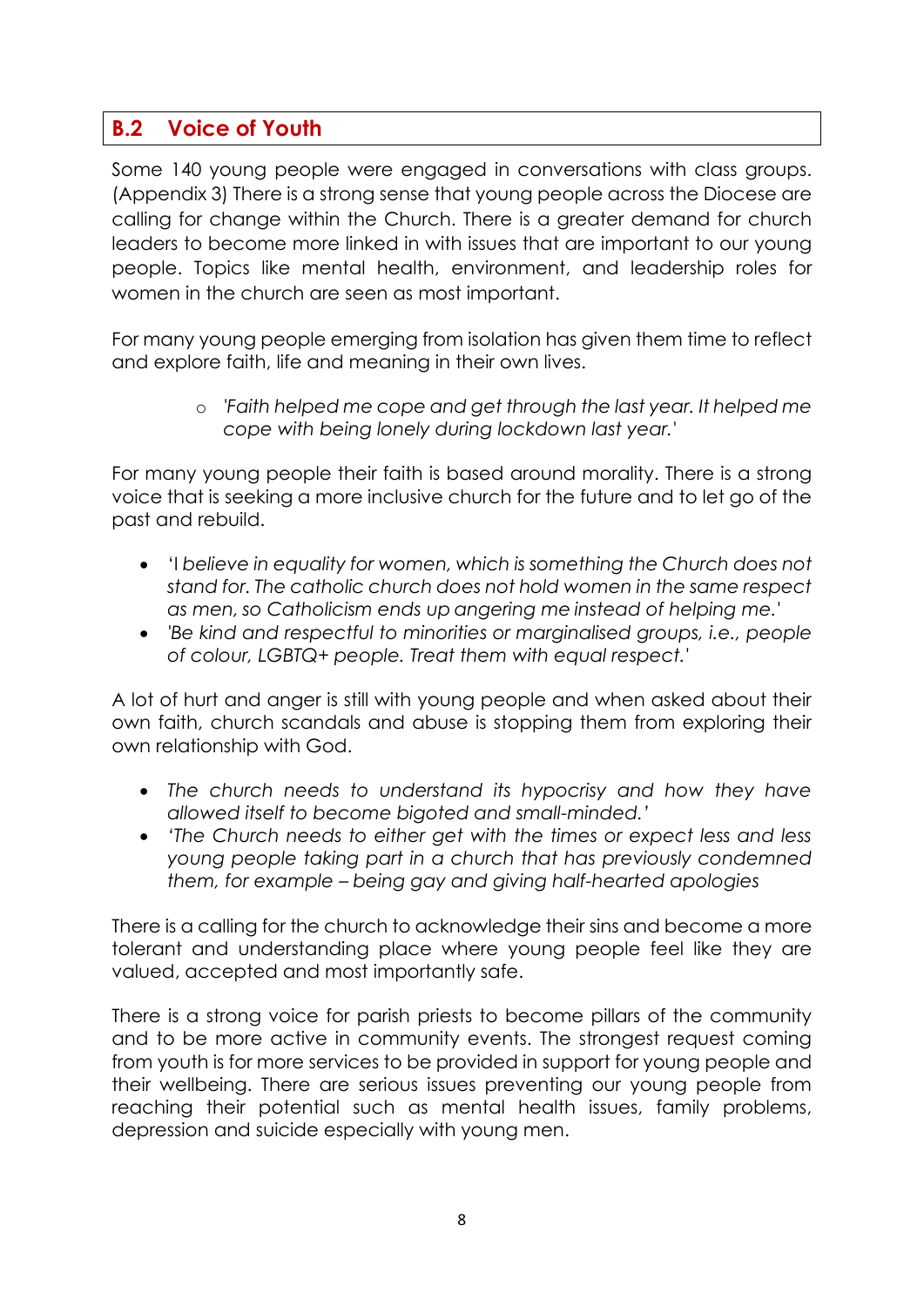## B.2 Voice of Youth

Some 140 young people were engaged in conversations with class groups. (Appendix 3) There is a strong sense that young people across the Diocese are calling for change within the Church. There is a greater demand for church leaders to become more linked in with issues that are important to our young people. Topics like mental health, environment, and leadership roles for women in the church are seen as most important.

For many young people emerging from isolation has given them time to reflect and explore faith, life and meaning in their own lives.

- *'Faith helped me cope and get through the last year. It helped me cope with being lonely during lockdown last year.'*

For many young people their faith is based around morality. There is a strong voice that is seeking a more inclusive church for the future and to let go of the past and rebuild.

- *'I believe in equality for women, which is something the Church does not stand for. The catholic church does not hold women in the same respect as men, so Catholicism ends up angering me instead of helping me.'*
- *'Be kind and respectful to minorities or marginalised groups, i.e., people of colour, LGBTQ+ people. Treat them with equal respect.'*

A lot of hurt and anger is still with young people and when asked about their own faith, church scandals and abuse is stopping them from exploring their own relationship with God.

- *The church needs to understand its hypocrisy and how they have allowed itself to become bigoted and small-minded.'*
- *'The Church needs to either get with the times or expect less and less young people taking part in a church that has previously condemned them, for example – being gay and giving half-hearted apologies*

There is a calling for the church to acknowledge their sins and become a more tolerant and understanding place where young people feel like they are valued, accepted and most importantly safe.

There is a strong voice for parish priests to become pillars of the community and to be more active in community events. The strongest request coming from youth is for more services to be provided in support for young people and their wellbeing. There are serious issues preventing our young people from reaching their potential such as mental health issues, family problems, depression and suicide especially with young men.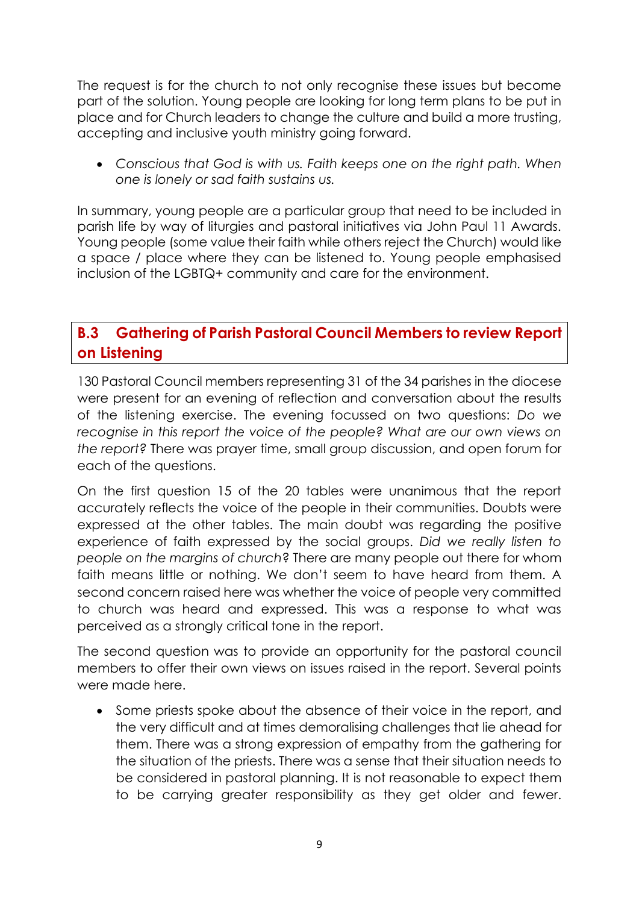The request is for the church to not only recognise these issues but become part of the solution. Young people are looking for long term plans to be put in place and for Church leaders to change the culture and build a more trusting, accepting and inclusive youth ministry going forward.

- *Conscious that God is with us. Faith keeps one on the right path. When one is lonely or sad faith sustains us.*

In summary, young people are a particular group that need to be included in parish life by way of liturgies and pastoral initiatives via John Paul 11 Awards. Young people (some value their faith while others reject the Church) would like a space / place where they can be listened to. Young people emphasised inclusion of the LGBTQ+ community and care for the environment.

## B.3 Gathering of Parish Pastoral Council Members to review Report on Listening

130 Pastoral Council members representing 31 of the 34 parishes in the diocese were present for an evening of reflection and conversation about the results of the listening exercise. The evening focussed on two questions: *Do we recognise in this report the voice of the people? What are our own views on the report?* There was prayer time, small group discussion, and open forum for each of the questions.

On the first question 15 of the 20 tables were unanimous that the report accurately reflects the voice of the people in their communities. Doubts were expressed at the other tables. The main doubt was regarding the positive experience of faith expressed by the social groups. *Did we really listen to people on the margins of church*? There are many people out there for whom faith means little or nothing. We don't seem to have heard from them. A second concern raised here was whether the voice of people very committed to church was heard and expressed. This was a response to what was perceived as a strongly critical tone in the report.

The second question was to provide an opportunity for the pastoral council members to offer their own views on issues raised in the report. Several points were made here.

- Some priests spoke about the absence of their voice in the report, and the very difficult and at times demoralising challenges that lie ahead for them. There was a strong expression of empathy from the gathering for the situation of the priests. There was a sense that their situation needs to be considered in pastoral planning. It is not reasonable to expect them to be carrying greater responsibility as they get older and fewer.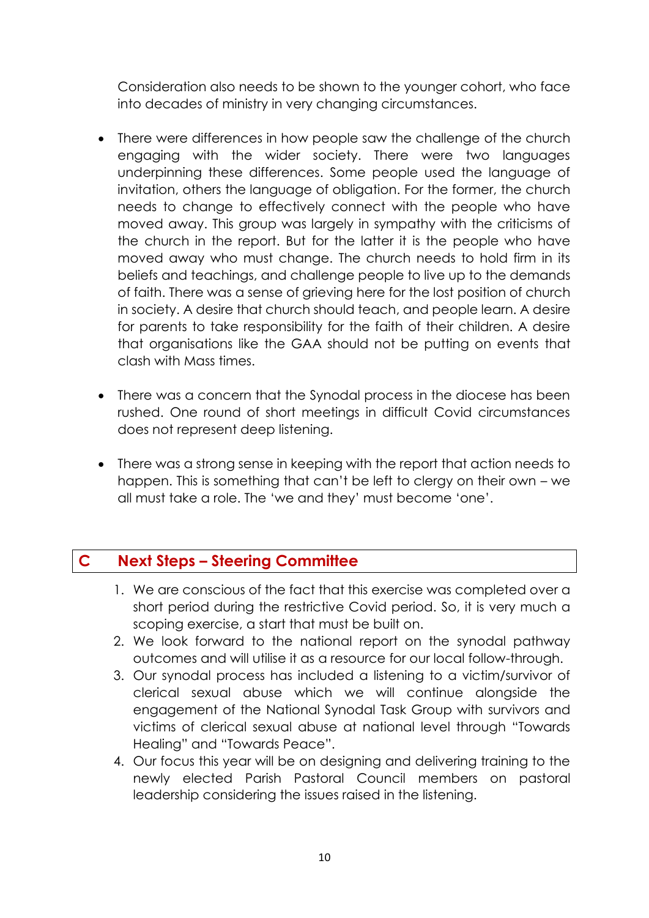Consideration also needs to be shown to the younger cohort, who face into decades of ministry in very changing circumstances.

- There were differences in how people saw the challenge of the church engaging with the wider society. There were two languages underpinning these differences. Some people used the language of invitation, others the language of obligation. For the former, the church needs to change to effectively connect with the people who have moved away. This group was largely in sympathy with the criticisms of the church in the report. But for the latter it is the people who have moved away who must change. The church needs to hold firm in its beliefs and teachings, and challenge people to live up to the demands of faith. There was a sense of grieving here for the lost position of church in society. A desire that church should teach, and people learn. A desire for parents to take responsibility for the faith of their children. A desire that organisations like the GAA should not be putting on events that clash with Mass times.

- There was a concern that the Synodal process in the diocese has been rushed. One round of short meetings in difficult Covid circumstances does not represent deep listening.

- There was a strong sense in keeping with the report that action needs to happen. This is something that can't be left to clergy on their own – we all must take a role. The 'we and they' must become 'one'.

## C Next Steps – Steering Committee

1. We are conscious of the fact that this exercise was completed over a short period during the restrictive Covid period. So, it is very much a scoping exercise, a start that must be built on.
2. We look forward to the national report on the synodal pathway outcomes and will utilise it as a resource for our local follow-through.
3. Our synodal process has included a listening to a victim/survivor of clerical sexual abuse which we will continue alongside the engagement of the National Synodal Task Group with survivors and victims of clerical sexual abuse at national level through "Towards Healing" and "Towards Peace".
4. Our focus this year will be on designing and delivering training to the newly elected Parish Pastoral Council members on pastoral leadership considering the issues raised in the listening.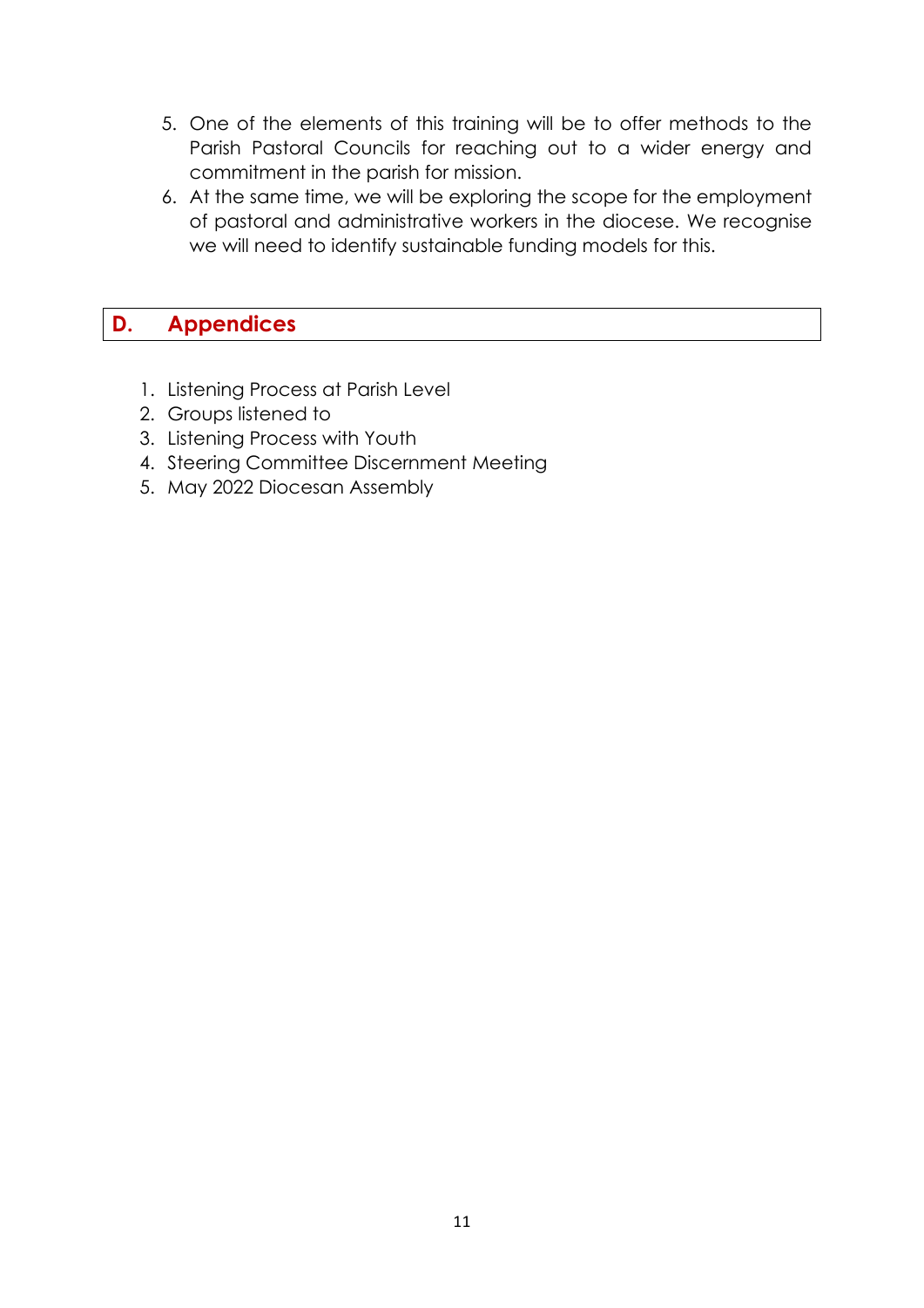5. One of the elements of this training will be to offer methods to the Parish Pastoral Councils for reaching out to a wider energy and commitment in the parish for mission.
6. At the same time, we will be exploring the scope for the employment of pastoral and administrative workers in the diocese. We recognise we will need to identify sustainable funding models for this.

## D. Appendices

1. Listening Process at Parish Level
2. Groups listened to
3. Listening Process with Youth
4. Steering Committee Discernment Meeting
5. May 2022 Diocesan Assembly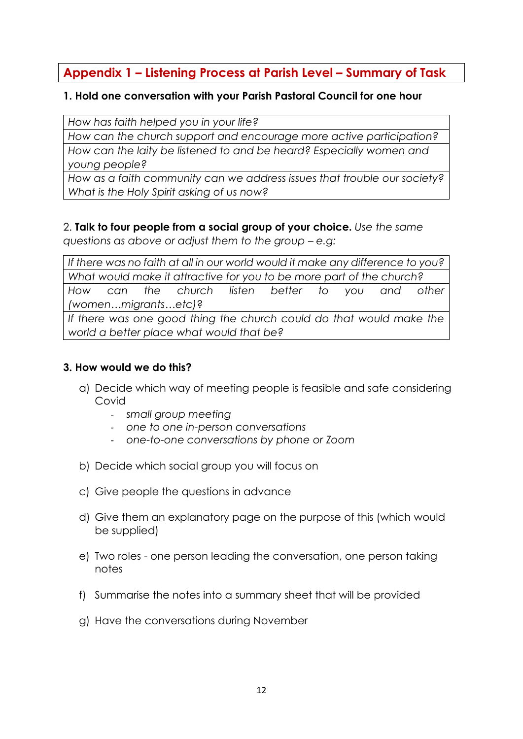## Appendix 1 – Listening Process at Parish Level – Summary of Task

**1. Hold one conversation with your Parish Pastoral Council for one hour**

| *How has faith helped you in your life?* |
|---|
| *How can the church support and encourage more active participation?* |
| *How can the laity be listened to and be heard? Especially women and young people?* |
| *How as a faith community can we address issues that trouble our society? What is the Holy Spirit asking of us now?* |

2. **Talk to four people from a social group of your choice.** *Use the same questions as above or adjust them to the group – e.g:*

| *If there was no faith at all in our world would it make any difference to you?* |
|---|
| *What would make it attractive for you to be more part of the church?* |
| *How can the church listen better to you and other (women…migrants…etc)?* |
| *If there was one good thing the church could do that would make the world a better place what would that be?* |

**3. How would we do this?**

a) Decide which way of meeting people is feasible and safe considering Covid
   - *small group meeting*
   - *one to one in-person conversations*
   - *one-to-one conversations by phone or Zoom*

b) Decide which social group you will focus on

c) Give people the questions in advance

d) Give them an explanatory page on the purpose of this (which would be supplied)

e) Two roles - one person leading the conversation, one person taking notes

f) Summarise the notes into a summary sheet that will be provided

g) Have the conversations during November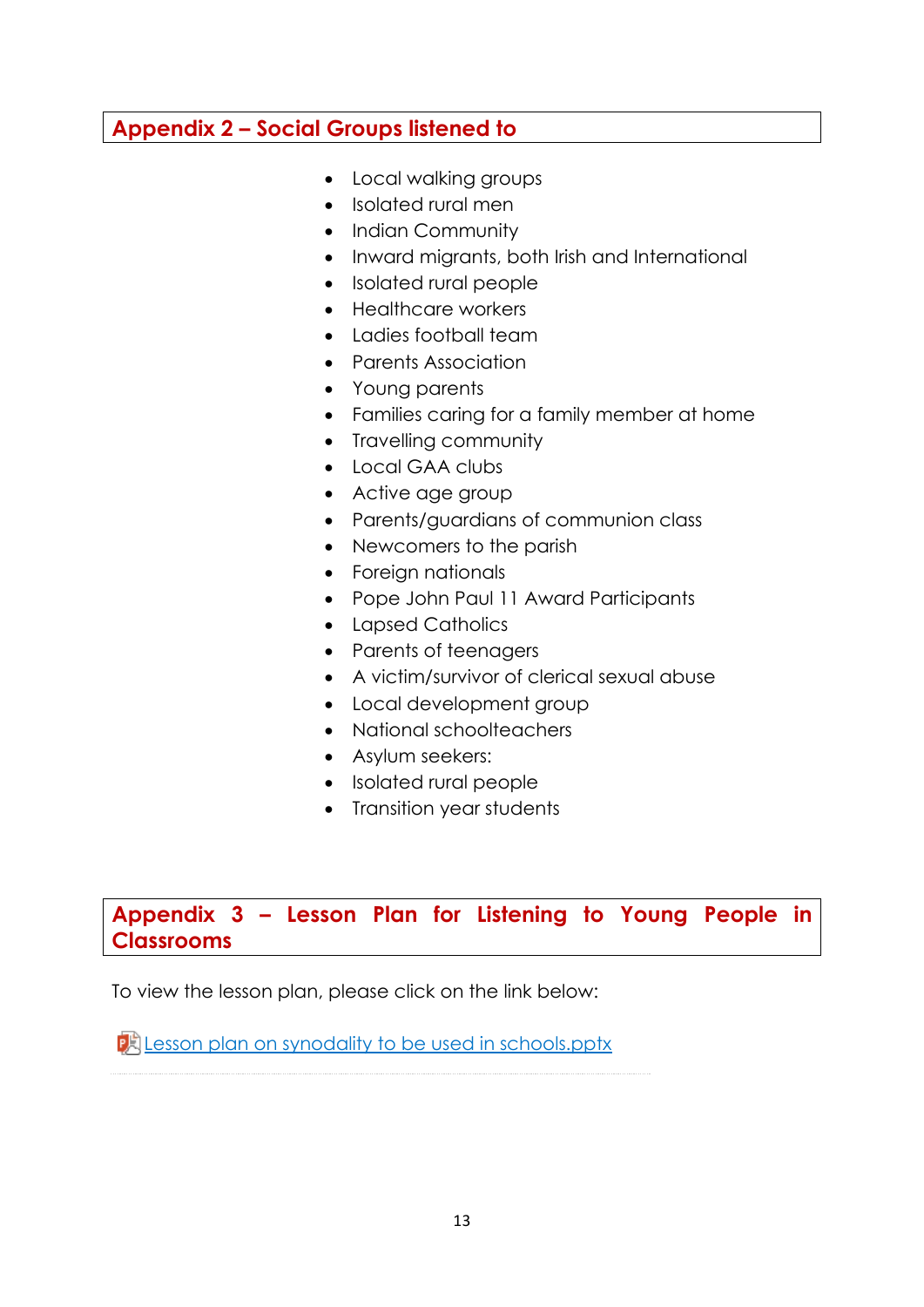## Appendix 2 – Social Groups listened to

- Local walking groups
- Isolated rural men
- Indian Community
- Inward migrants, both Irish and International
- Isolated rural people
- Healthcare workers
- Ladies football team
- Parents Association
- Young parents
- Families caring for a family member at home
- Travelling community
- Local GAA clubs
- Active age group
- Parents/guardians of communion class
- Newcomers to the parish
- Foreign nationals
- Pope John Paul 11 Award Participants
- Lapsed Catholics
- Parents of teenagers
- A victim/survivor of clerical sexual abuse
- Local development group
- National schoolteachers
- Asylum seekers:
- Isolated rural people
- Transition year students

## Appendix 3 – Lesson Plan for Listening to Young People in Classrooms

To view the lesson plan, please click on the link below:

Lesson plan on synodality to be used in schools.pptx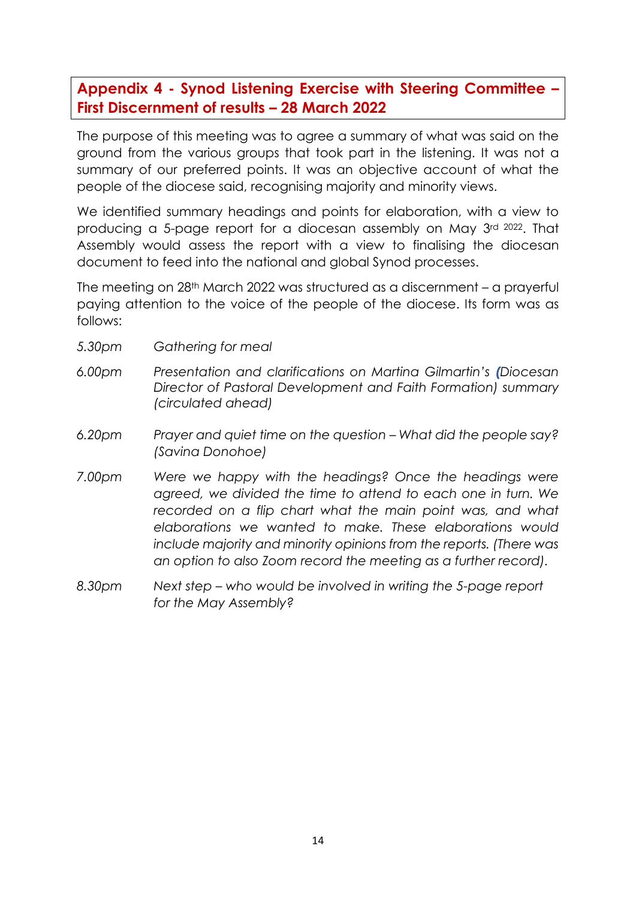## Appendix 4 - Synod Listening Exercise with Steering Committee – First Discernment of results – 28 March 2022

The purpose of this meeting was to agree a summary of what was said on the ground from the various groups that took part in the listening. It was not a summary of our preferred points. It was an objective account of what the people of the diocese said, recognising majority and minority views.

We identified summary headings and points for elaboration, with a view to producing a 5-page report for a diocesan assembly on May 3rd 2022. That Assembly would assess the report with a view to finalising the diocesan document to feed into the national and global Synod processes.

The meeting on 28th March 2022 was structured as a discernment – a prayerful paying attention to the voice of the people of the diocese. Its form was as follows:

*5.30pm* *Gathering for meal*

*6.00pm* *Presentation and clarifications on Martina Gilmartin's (Diocesan Director of Pastoral Development and Faith Formation) summary (circulated ahead)*

*6.20pm* *Prayer and quiet time on the question – What did the people say? (Savina Donohoe)*

*7.00pm* *Were we happy with the headings? Once the headings were agreed, we divided the time to attend to each one in turn. We recorded on a flip chart what the main point was, and what elaborations we wanted to make. These elaborations would include majority and minority opinions from the reports. (There was an option to also Zoom record the meeting as a further record).*

*8.30pm* *Next step – who would be involved in writing the 5-page report for the May Assembly?*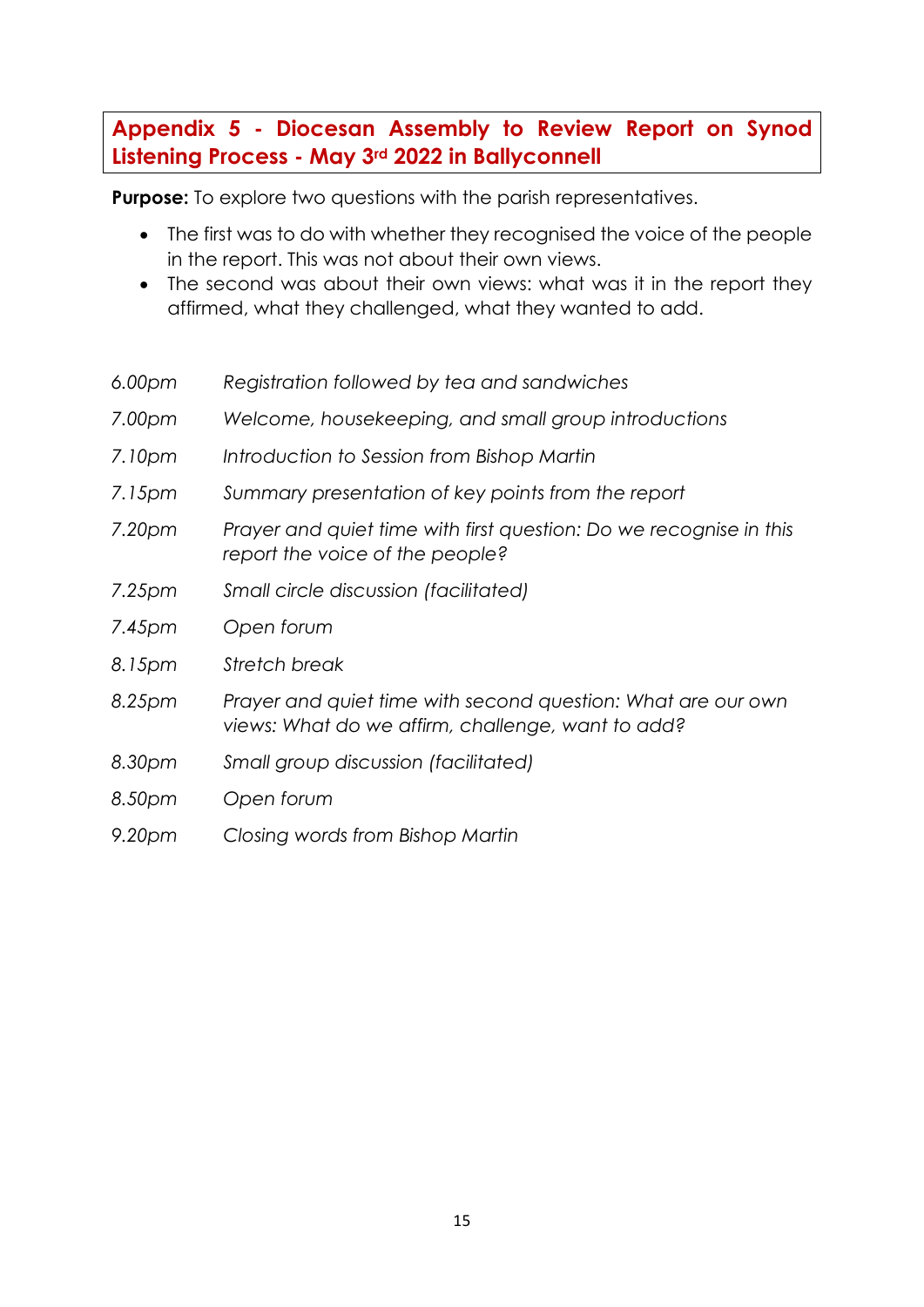## Appendix 5 - Diocesan Assembly to Review Report on Synod Listening Process - May 3rd 2022 in Ballyconnell

**Purpose:** To explore two questions with the parish representatives.

- The first was to do with whether they recognised the voice of the people in the report. This was not about their own views.
- The second was about their own views: what was it in the report they affirmed, what they challenged, what they wanted to add.

| | |
|---|---|
| *6.00pm* | *Registration followed by tea and sandwiches* |
| *7.00pm* | *Welcome, housekeeping, and small group introductions* |
| *7.10pm* | *Introduction to Session from Bishop Martin* |
| *7.15pm* | *Summary presentation of key points from the report* |
| *7.20pm* | *Prayer and quiet time with first question: Do we recognise in this report the voice of the people?* |
| *7.25pm* | *Small circle discussion (facilitated)* |
| *7.45pm* | *Open forum* |
| *8.15pm* | *Stretch break* |
| *8.25pm* | *Prayer and quiet time with second question: What are our own views: What do we affirm, challenge, want to add?* |
| *8.30pm* | *Small group discussion (facilitated)* |
| *8.50pm* | *Open forum* |
| *9.20pm* | *Closing words from Bishop Martin* |